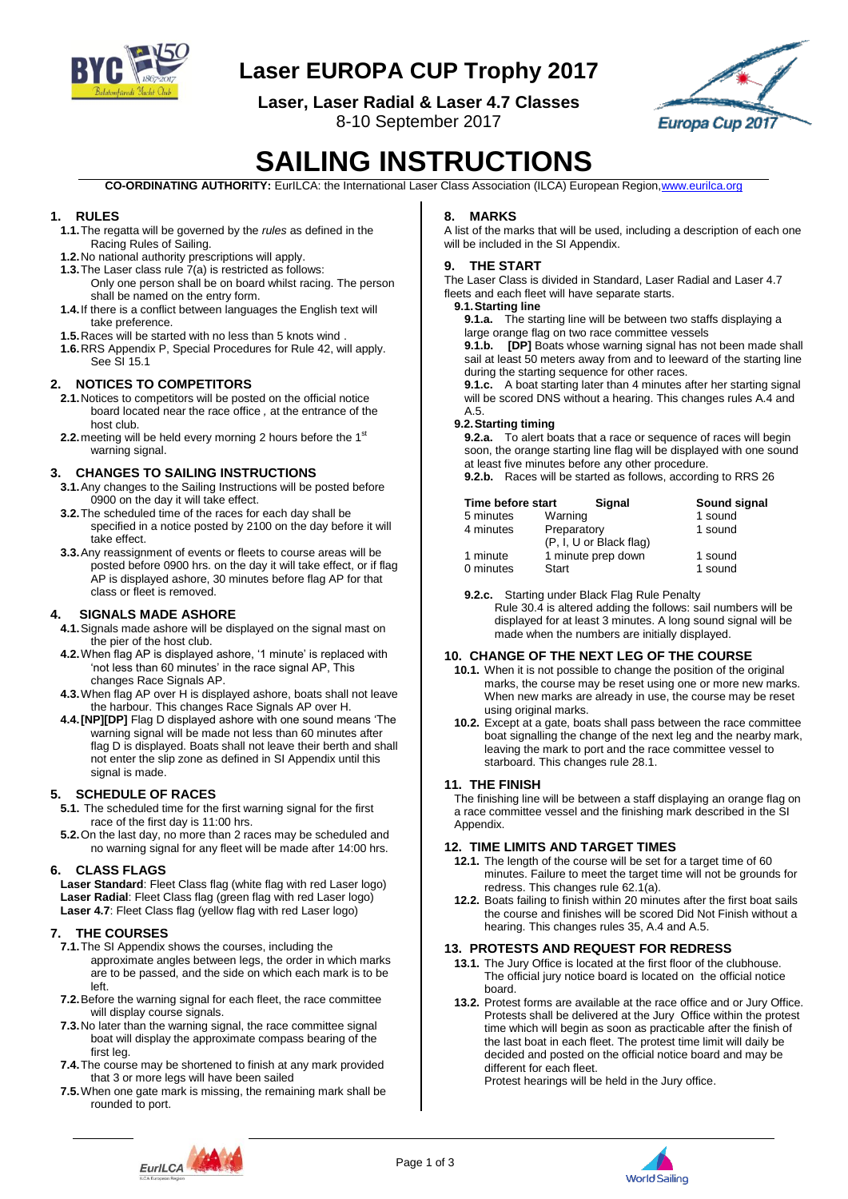# Laser EUROPA CUP Trophy 2017

**Laser, Laser Radial & Laser 4.7 Classes**

8-10 September 2017

# SAILING INSTRUCTIONS

**CO-ORDINATING AUTHORITY:** EurILCA: the International Laser Class Association (ILCA) European Region, www.eurilca.org

## 1. RULES

- **1.1.** The regatta will be governed by the *rules* as defined in the Racing Rules of Sailing.
- **1.2.** No national authority prescriptions will apply.
- **1.3.** The Laser class rule 7(a) is restricted as follows: Only one person shall be on board whilst racing. The person shall be named on the entry form.
- **1.4.** If there is a conflict between languages the English text will take preference.
- **1.5.** Races will be started with no less than 5 knots wind .
- **1.6.** RRS Appendix P, Special Procedures for Rule 42, will apply. See SI 15.1

## 2. NOTICES TO COMPETITORS

- **2.1.** Notices to competitors will be posted on the official notice board located near the race office , at the entrance of the host club.
- **2.2.** meeting will be held every morning 2 hours before the 1st warning signal.

## 3. CHANGES TO SAILING INSTRUCTIONS

- **3.1.** Any changes to the Sailing Instructions will be posted before 0900 on the day it will take effect.
- **3.2.** The scheduled time of the races for each day shall be specified in a notice posted by 2100 on the day before it will take effect.
- **3.3.** Any reassignment of events or fleets to course areas will be posted before 0900 hrs. on the day it will take effect, or if flag AP is displayed ashore, 30 minutes before flag AP for that class or fleet is removed.

## 4. SIGNALS MADE ASHORE

- **4.1.** Signals made ashore will be displayed on the signal mast on the pier of the host club.
- **4.2.** When flag AP is displayed ashore, '1 minute' is replaced with 'not less than 60 minutes' in the race signal AP, This changes Race Signals AP.
- **4.3.** When flag AP over H is displayed ashore, boats shall not leave the harbour. This changes Race Signals AP over H.
- **4.4. [NP][DP]** Flag D displayed ashore with one sound means 'The warning signal will be made not less than 60 minutes after flag D is displayed. Boats shall not leave their berth and shall not enter the slip zone as defined in SI Appendix until this signal is made.

## 5. SCHEDULE OF RACES

- **5.1.** The scheduled time for the first warning signal for the first race of the first day is 11:00 hrs.
- **5.2.** On the last day, no more than 2 races may be scheduled and no warning signal for any fleet will be made after 14:00 hrs.

## 6. CLASS FLAGS

**Laser Standard**: Fleet Class flag (white flag with red Laser logo)
**Laser Radial**: Fleet Class flag (green flag with red Laser logo)
**Laser 4.7**: Fleet Class flag (yellow flag with red Laser logo)

## 7. THE COURSES

- **7.1.** The SI Appendix shows the courses, including the approximate angles between legs, the order in which marks are to be passed, and the side on which each mark is to be left.
- **7.2.** Before the warning signal for each fleet, the race committee will display course signals.
- **7.3.** No later than the warning signal, the race committee signal boat will display the approximate compass bearing of the first leg.
- **7.4.** The course may be shortened to finish at any mark provided that 3 or more legs will have been sailed
- **7.5.** When one gate mark is missing, the remaining mark shall be rounded to port.

## 8. MARKS

A list of the marks that will be used, including a description of each one will be included in the SI Appendix.

## 9. THE START

The Laser Class is divided in Standard, Laser Radial and Laser 4.7 fleets and each fleet will have separate starts.

### 9.1. Starting line

**9.1.a.** The starting line will be between two staffs displaying a large orange flag on two race committee vessels

**9.1.b. [DP]** Boats whose warning signal has not been made shall sail at least 50 meters away from and to leeward of the starting line during the starting sequence for other races.

**9.1.c.** A boat starting later than 4 minutes after her starting signal will be scored DNS without a hearing. This changes rules A.4 and A.5.

### 9.2. Starting timing

**9.2.a.** To alert boats that a race or sequence of races will begin soon, the orange starting line flag will be displayed with one sound at least five minutes before any other procedure.

**9.2.b.** Races will be started as follows, according to RRS 26

| Time before start | Signal | Sound signal |
|---|---|---|
| 5 minutes | Warning | 1 sound |
| 4 minutes | Preparatory (P, I, U or Black flag) | 1 sound |
| 1 minute | 1 minute prep down | 1 sound |
| 0 minutes | Start | 1 sound |

**9.2.c.** Starting under Black Flag Rule Penalty
Rule 30.4 is altered adding the follows: sail numbers will be displayed for at least 3 minutes. A long sound signal will be made when the numbers are initially displayed.

## 10. CHANGE OF THE NEXT LEG OF THE COURSE

- **10.1.** When it is not possible to change the position of the original marks, the course may be reset using one or more new marks. When new marks are already in use, the course may be reset using original marks.
- **10.2.** Except at a gate, boats shall pass between the race committee boat signalling the change of the next leg and the nearby mark, leaving the mark to port and the race committee vessel to starboard. This changes rule 28.1.

## 11. THE FINISH

The finishing line will be between a staff displaying an orange flag on a race committee vessel and the finishing mark described in the SI Appendix.

## 12. TIME LIMITS AND TARGET TIMES

- **12.1.** The length of the course will be set for a target time of 60 minutes. Failure to meet the target time will not be grounds for redress. This changes rule 62.1(a).
- **12.2.** Boats failing to finish within 20 minutes after the first boat sails the course and finishes will be scored Did Not Finish without a hearing. This changes rules 35, A.4 and A.5.

## 13. PROTESTS AND REQUEST FOR REDRESS

- **13.1.** The Jury Office is located at the first floor of the clubhouse. The official jury notice board is located on the official notice board.
- **13.2.** Protest forms are available at the race office and or Jury Office. Protests shall be delivered at the Jury Office within the protest time which will begin as soon as practicable after the finish of the last boat in each fleet. The protest time limit will daily be decided and posted on the official notice board and may be different for each fleet.
  Protest hearings will be held in the Jury office.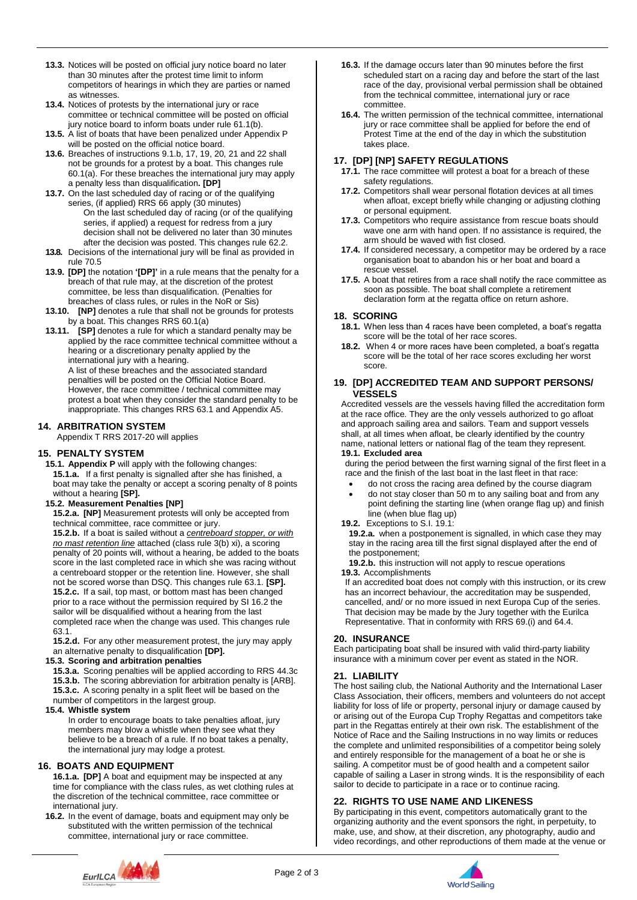**13.3.** Notices will be posted on official jury notice board no later than 30 minutes after the protest time limit to inform competitors of hearings in which they are parties or named as witnesses.

**13.4.** Notices of protests by the international jury or race committee or technical committee will be posted on official jury notice board to inform boats under rule 61.1(b).

**13.5.** A list of boats that have been penalized under Appendix P will be posted on the official notice board.

**13.6.** Breaches of instructions 9.1.b, 17, 19, 20, 21 and 22 shall not be grounds for a protest by a boat. This changes rule 60.1(a). For these breaches the international jury may apply a penalty less than disqualification. **[DP]**

**13.7.** On the last scheduled day of racing or of the qualifying series, (if applied) RRS 66 apply (30 minutes)

On the last scheduled day of racing (or of the qualifying series, if applied) a request for redress from a jury decision shall not be delivered no later than 30 minutes after the decision was posted. This changes rule 62.2.

**13.8.** Decisions of the international jury will be final as provided in rule 70.5

**13.9.** **[DP]** the notation **'[DP]'** in a rule means that the penalty for a breach of that rule may, at the discretion of the protest committee, be less than disqualification. (Penalties for breaches of class rules, or rules in the NoR or Sis)

**13.10.** **[NP]** denotes a rule that shall not be grounds for protests by a boat. This changes RRS 60.1(a)

**13.11.** **[SP]** denotes a rule for which a standard penalty may be applied by the race committee technical committee without a hearing or a discretionary penalty applied by the international jury with a hearing.

A list of these breaches and the associated standard penalties will be posted on the Official Notice Board. However, the race committee / technical committee may protest a boat when they consider the standard penalty to be inappropriate. This changes RRS 63.1 and Appendix A5.

## 14. ARBITRATION SYSTEM

Appendix T RRS 2017-20 will applies

## 15. PENALTY SYSTEM

**15.1. Appendix P** will apply with the following changes:

**15.1.a.** If a first penalty is signalled after she has finished, a boat may take the penalty or accept a scoring penalty of 8 points without a hearing **[SP].**

**15.2. Measurement Penalties [NP]**

**15.2.a.** **[NP]** Measurement protests will only be accepted from technical committee, race committee or jury.

**15.2.b.** If a boat is sailed without a *centreboard stopper, or with no mast retention line* attached (class rule 3(b) xi), a scoring penalty of 20 points will, without a hearing, be added to the boats score in the last completed race in which she was racing without a centreboard stopper or the retention line. However, she shall not be scored worse than DSQ. This changes rule 63.1. **[SP].**

**15.2.c.** If a sail, top mast, or bottom mast has been changed prior to a race without the permission required by SI 16.2 the sailor will be disqualified without a hearing from the last completed race when the change was used. This changes rule 63.1.

**15.2.d.** For any other measurement protest, the jury may apply an alternative penalty to disqualification **[DP].**

**15.3. Scoring and arbitration penalties**

**15.3.a.** Scoring penalties will be applied according to RRS 44.3c

**15.3.b.** The scoring abbreviation for arbitration penalty is [ARB].

**15.3.c.** A scoring penalty in a split fleet will be based on the number of competitors in the largest group.

**15.4. Whistle system**

In order to encourage boats to take penalties afloat, jury members may blow a whistle when they see what they believe to be a breach of a rule. If no boat takes a penalty, the international jury may lodge a protest.

## 16. BOATS AND EQUIPMENT

**16.1.a.** **[DP]** A boat and equipment may be inspected at any time for compliance with the class rules, as wet clothing rules at the discretion of the technical committee, race committee or international jury.

**16.2.** In the event of damage, boats and equipment may only be substituted with the written permission of the technical committee, international jury or race committee.

**16.3.** If the damage occurs later than 90 minutes before the first scheduled start on a racing day and before the start of the last race of the day, provisional verbal permission shall be obtained from the technical committee, international jury or race committee.

**16.4.** The written permission of the technical committee, international jury or race committee shall be applied for before the end of Protest Time at the end of the day in which the substitution takes place.

## 17. [DP] [NP] SAFETY REGULATIONS

**17.1.** The race committee will protest a boat for a breach of these safety regulations.

**17.2.** Competitors shall wear personal flotation devices at all times when afloat, except briefly while changing or adjusting clothing or personal equipment.

**17.3.** Competitors who require assistance from rescue boats should wave one arm with hand open. If no assistance is required, the arm should be waved with fist closed.

**17.4.** If considered necessary, a competitor may be ordered by a race organisation boat to abandon his or her boat and board a rescue vessel.

**17.5.** A boat that retires from a race shall notify the race committee as soon as possible. The boat shall complete a retirement declaration form at the regatta office on return ashore.

## 18. SCORING

**18.1.** When less than 4 races have been completed, a boat's regatta score will be the total of her race scores.

**18.2.** When 4 or more races have been completed, a boat's regatta score will be the total of her race scores excluding her worst score.

## 19. [DP] ACCREDITED TEAM AND SUPPORT PERSONS/ VESSELS

Accredited vessels are the vessels having filled the accreditation form at the race office. They are the only vessels authorized to go afloat and approach sailing area and sailors. Team and support vessels shall, at all times when afloat, be clearly identified by the country name, national letters or national flag of the team they represent.

**19.1. Excluded area**

during the period between the first warning signal of the first fleet in a race and the finish of the last boat in the last fleet in that race:

- do not cross the racing area defined by the course diagram
- do not stay closer than 50 m to any sailing boat and from any point defining the starting line (when orange flag up) and finish line (when blue flag up)

**19.2.** Exceptions to S.I. 19.1:

**19.2.a.** when a postponement is signalled, in which case they may stay in the racing area till the first signal displayed after the end of the postponement;

**19.2.b.** this instruction will not apply to rescue operations

**19.3.** Accomplishments

If an accredited boat does not comply with this instruction, or its crew has an incorrect behaviour, the accreditation may be suspended, cancelled, and/ or no more issued in next Europa Cup of the series. That decision may be made by the Jury together with the Eurilca Representative. That in conformity with RRS 69.(i) and 64.4.

## 20. INSURANCE

Each participating boat shall be insured with valid third-party liability insurance with a minimum cover per event as stated in the NOR.

## 21. LIABILITY

The host sailing club, the National Authority and the International Laser Class Association, their officers, members and volunteers do not accept liability for loss of life or property, personal injury or damage caused by or arising out of the Europa Cup Trophy Regattas and competitors take part in the Regattas entirely at their own risk. The establishment of the Notice of Race and the Sailing Instructions in no way limits or reduces the complete and unlimited responsibilities of a competitor being solely and entirely responsible for the management of a boat he or she is sailing. A competitor must be of good health and a competent sailor capable of sailing a Laser in strong winds. It is the responsibility of each sailor to decide to participate in a race or to continue racing.

## 22. RIGHTS TO USE NAME AND LIKENESS

By participating in this event, competitors automatically grant to the organizing authority and the event sponsors the right, in perpetuity, to make, use, and show, at their discretion, any photography, audio and video recordings, and other reproductions of them made at the venue or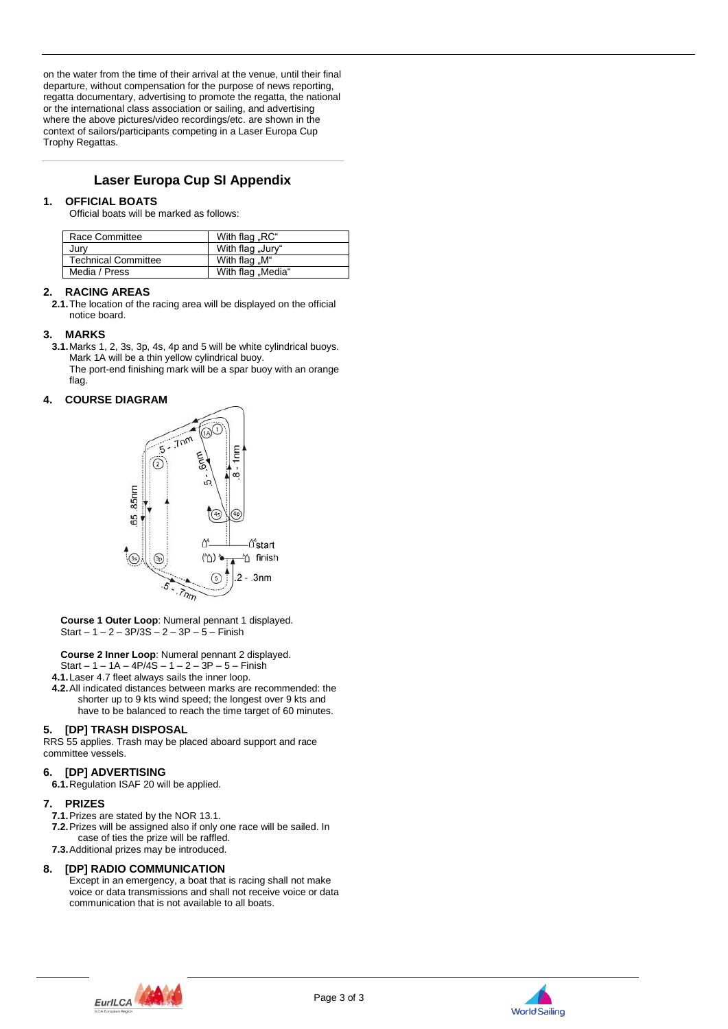on the water from the time of their arrival at the venue, until their final departure, without compensation for the purpose of news reporting, regatta documentary, advertising to promote the regatta, the national or the international class association or sailing, and advertising where the above pictures/video recordings/etc. are shown in the context of sailors/participants competing in a Laser Europa Cup Trophy Regattas.

## Laser Europa Cup SI Appendix

### 1. OFFICIAL BOATS

Official boats will be marked as follows:

| | |
|---|---|
| Race Committee | With flag „RC“ |
| Jury | With flag „Jury“ |
| Technical Committee | With flag „M“ |
| Media / Press | With flag „Media“ |

### 2. RACING AREAS

**2.1.** The location of the racing area will be displayed on the official notice board.

### 3. MARKS

**3.1.** Marks 1, 2, 3s, 3p, 4s, 4p and 5 will be white cylindrical buoys. Mark 1A will be a thin yellow cylindrical buoy.
The port-end finishing mark will be a spar buoy with an orange flag.

### 4. COURSE DIAGRAM

1A
1
2
.5 - .7nm
.5 - .6nm
.8 - 1nm
.65 .85nm
4s
4p
start
finish
3s
3p
5
.2 - .3nm
.5 - .7nm

**Course 1 Outer Loop**: Numeral pennant 1 displayed.
Start – 1 – 2 – 3P/3S – 2 – 3P – 5 – Finish

**Course 2 Inner Loop**: Numeral pennant 2 displayed.
Start – 1 – 1A – 4P/4S – 1 – 2 – 3P – 5 – Finish

**4.1.** Laser 4.7 fleet always sails the inner loop.

**4.2.** All indicated distances between marks are recommended: the shorter up to 9 kts wind speed; the longest over 9 kts and have to be balanced to reach the time target of 60 minutes.

### 5. [DP] TRASH DISPOSAL

RRS 55 applies. Trash may be placed aboard support and race committee vessels.

### 6. [DP] ADVERTISING

**6.1.** Regulation ISAF 20 will be applied.

### 7. PRIZES

**7.1.** Prizes are stated by the NOR 13.1.

**7.2.** Prizes will be assigned also if only one race will be sailed. In case of ties the prize will be raffled.

**7.3.** Additional prizes may be introduced.

### 8. [DP] RADIO COMMUNICATION

Except in an emergency, a boat that is racing shall not make voice or data transmissions and shall not receive voice or data communication that is not available to all boats.